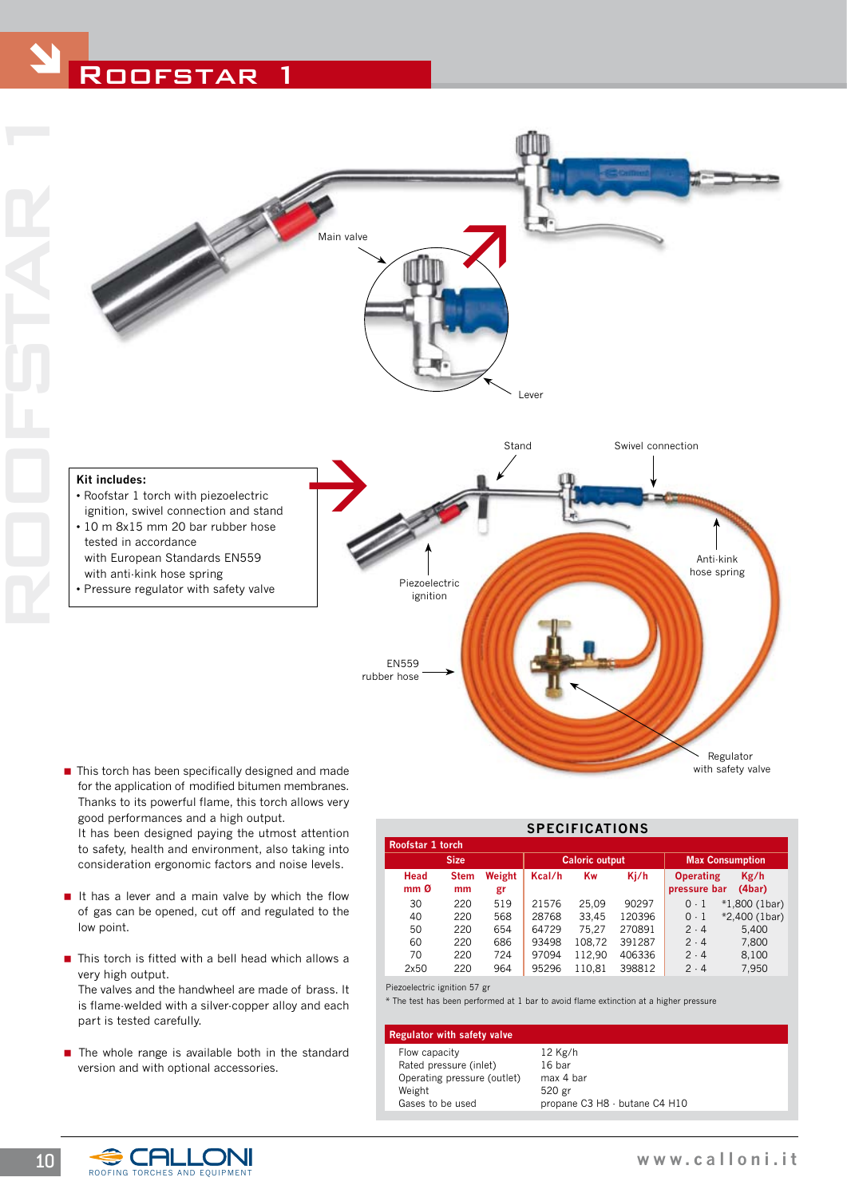# Roofstar 1

Main valve

Lever

Stand

Swivel connection

Anti-kink hose spring

Piezoelectric ignition

EN559 rubber hose

Regulator with safety valve

**Kit includes:**

- Roofstar 1 torch with piezoelectric ignition, swivel connection and stand
- 10 m 8x15 mm 20 bar rubber hose tested in accordance with European Standards EN559 with anti-kink hose spring
- Pressure regulator with safety valve

- This torch has been specifically designed and made for the application of modified bitumen membranes. Thanks to its powerful flame, this torch allows very good performances and a high output.
  It has been designed paying the utmost attention to safety, health and environment, also taking into consideration ergonomic factors and noise levels.
- It has a lever and a main valve by which the flow of gas can be opened, cut off and regulated to the low point.
- This torch is fitted with a bell head which allows a very high output.
  The valves and the handwheel are made of brass. It is flame-welded with a silver-copper alloy and each part is tested carefully.
- The whole range is available both in the standard version and with optional accessories.

## SPECIFICATIONS

**Roofstar 1 torch**

| Size | | | Caloric output | | | Max Consumption | |
|---|---|---|---|---|---|---|---|
| Head mm Ø | Stem mm | Weight gr | Kcal/h | Kw | Kj/h | Operating pressure bar | Kg/h (4bar) |
| 30 | 220 | 519 | 21576 | 25,09 | 90297 | 0 - 1 | *1,800 (1bar) |
| 40 | 220 | 568 | 28768 | 33,45 | 120396 | 0 - 1 | *2,400 (1bar) |
| 50 | 220 | 654 | 64729 | 75,27 | 270891 | 2 - 4 | 5,400 |
| 60 | 220 | 686 | 93498 | 108,72 | 391287 | 2 - 4 | 7,800 |
| 70 | 220 | 724 | 97094 | 112,90 | 406336 | 2 - 4 | 8,100 |
| 2x50 | 220 | 964 | 95296 | 110,81 | 398812 | 2 - 4 | 7,950 |

Piezoelectric ignition 57 gr

* The test has been performed at 1 bar to avoid flame extinction at a higher pressure

**Regulator with safety valve**

| | |
|---|---|
| Flow capacity | 12 Kg/h |
| Rated pressure (inlet) | 16 bar |
| Operating pressure (outlet) | max 4 bar |
| Weight | 520 gr |
| Gases to be used | propane C3 H8 - butane C4 H10 |

CALLONI ROOFING TORCHES AND EQUIPMENT

www.calloni.it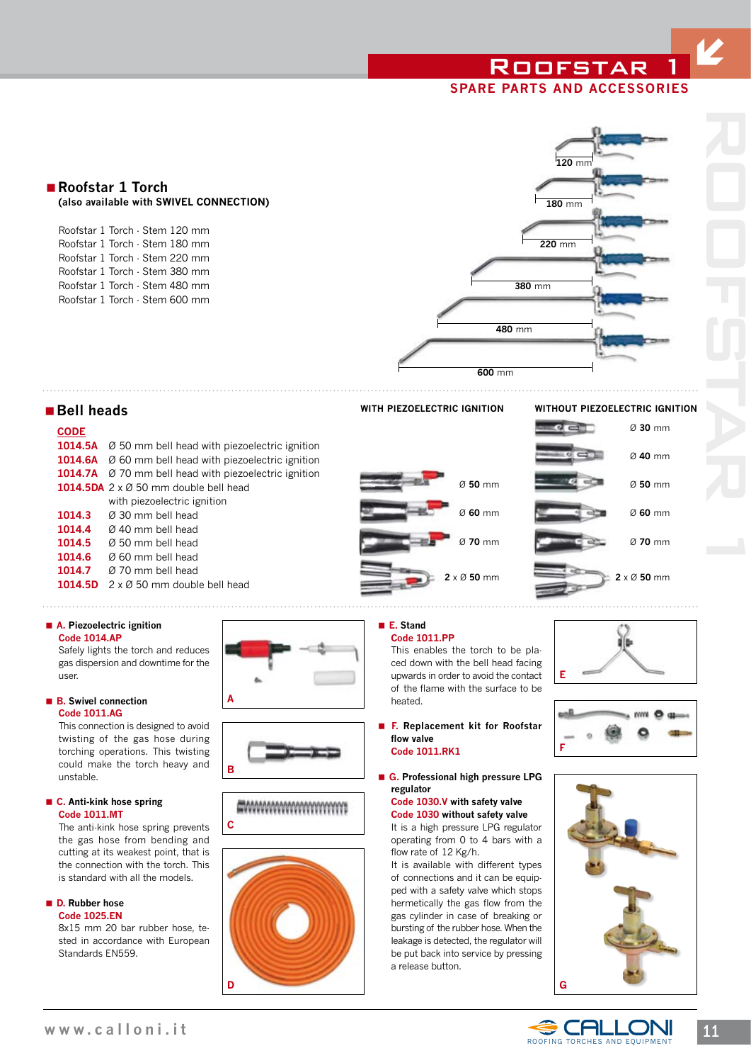# Roofstar 1

## SPARE PARTS AND ACCESSORIES

## Roofstar 1 Torch

**(also available with SWIVEL CONNECTION)**

Roofstar 1 Torch · Stem 120 mm
Roofstar 1 Torch · Stem 180 mm
Roofstar 1 Torch · Stem 220 mm
Roofstar 1 Torch · Stem 380 mm
Roofstar 1 Torch · Stem 480 mm
Roofstar 1 Torch · Stem 600 mm

120 mm
180 mm
220 mm
380 mm
480 mm
600 mm

## Bell heads

| CODE | |
|---|---|
| 1014.5A | Ø 50 mm bell head with piezoelectric ignition |
| 1014.6A | Ø 60 mm bell head with piezoelectric ignition |
| 1014.7A | Ø 70 mm bell head with piezoelectric ignition |
| 1014.5DA | 2 x Ø 50 mm double bell head with piezoelectric ignition |
| 1014.3 | Ø 30 mm bell head |
| 1014.4 | Ø 40 mm bell head |
| 1014.5 | Ø 50 mm bell head |
| 1014.6 | Ø 60 mm bell head |
| 1014.7 | Ø 70 mm bell head |
| 1014.5D | 2 x Ø 50 mm double bell head |

**WITH PIEZOELECTRIC IGNITION**

Ø 50 mm
Ø 60 mm
Ø 70 mm
2 x Ø 50 mm

**WITHOUT PIEZOELECTRIC IGNITION**

Ø 30 mm
Ø 40 mm
Ø 50 mm
Ø 60 mm
Ø 70 mm
2 x Ø 50 mm

### A. Piezoelectric ignition
**Code 1014.AP**

Safely lights the torch and reduces gas dispersion and downtime for the user.

### B. Swivel connection
**Code 1011.AG**

This connection is designed to avoid twisting of the gas hose during torching operations. This twisting could make the torch heavy and unstable.

### C. Anti-kink hose spring
**Code 1011.MT**

The anti-kink hose spring prevents the gas hose from bending and cutting at its weakest point, that is the connection with the torch. This is standard with all the models.

### D. Rubber hose
**Code 1025.EN**

8x15 mm 20 bar rubber hose, tested in accordance with European Standards EN559.

### E. Stand
**Code 1011.PP**

This enables the torch to be placed down with the bell head facing upwards in order to avoid the contact of the flame with the surface to be heated.

### F. Replacement kit for Roofstar flow valve
**Code 1011.RK1**

### G. Professional high pressure LPG regulator
**Code 1030.V** with safety valve
**Code 1030** without safety valve

It is a high pressure LPG regulator operating from 0 to 4 bars with a flow rate of 12 Kg/h.
It is available with different types of connections and it can be equipped with a safety valve which stops hermetically the gas flow from the gas cylinder in case of breaking or bursting of the rubber hose. When the leakage is detected, the regulator will be put back into service by pressing a release button.

A
B
C
D
E
F
G

www.calloni.it

CALLONI
ROOFING TORCHES AND EQUIPMENT